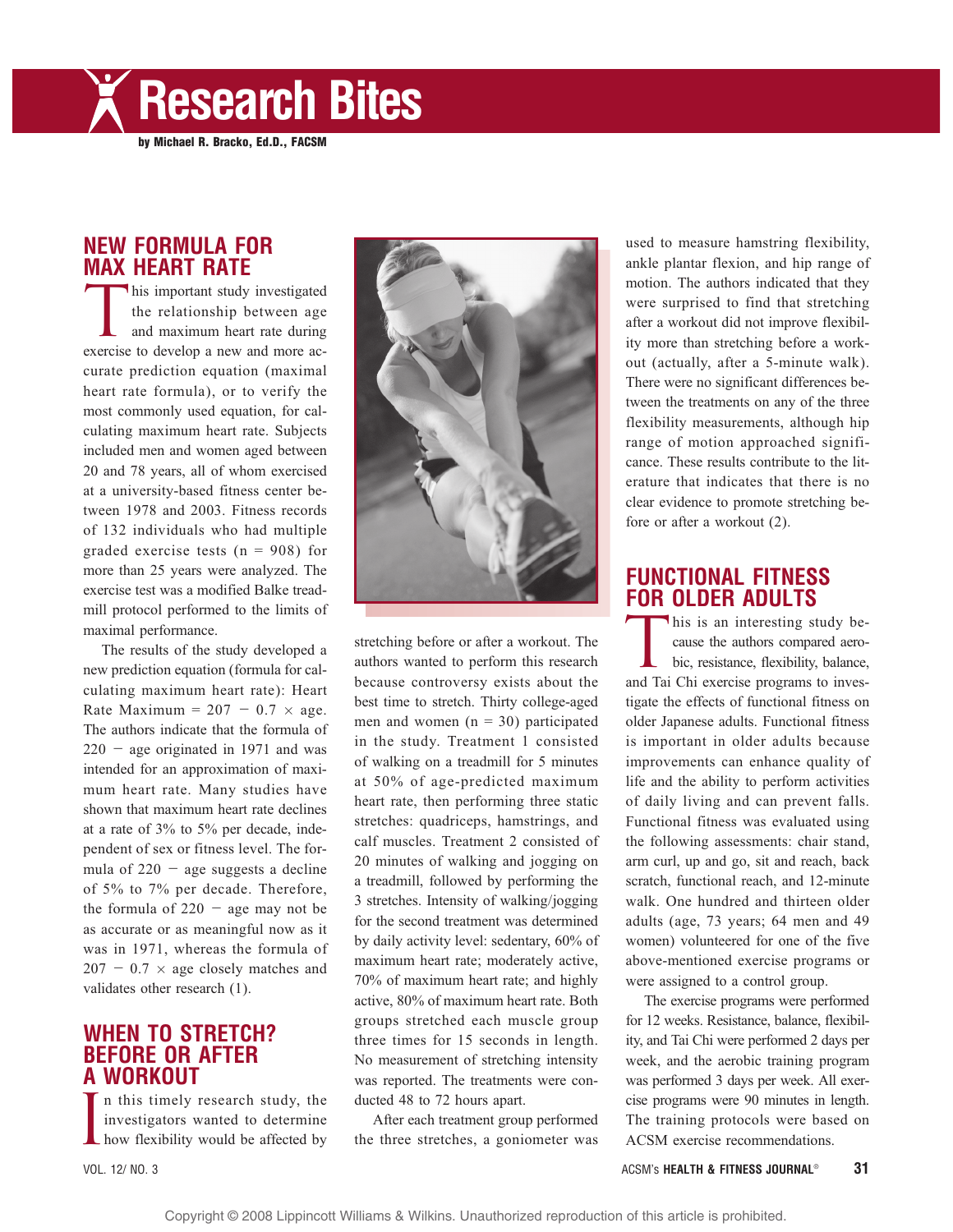# Research Bites

**by Michael R. Bracko, Ed.D., FACSM**

## NEW FORMULA FOR MAX HEART RATE

This important study investigated the relationship between age and maximum heart rate during exercise to develop a new and more accurate prediction equation (maximal heart rate formula), or to verify the most commonly used equation, for calculating maximum heart rate. Subjects included men and women aged between 20 and 78 years, all of whom exercised at a university-based fitness center between 1978 and 2003. Fitness records of 132 individuals who had multiple graded exercise tests ($n = 908$) for more than 25 years were analyzed. The exercise test was a modified Balke treadmill protocol performed to the limits of maximal performance.

The results of the study developed a new prediction equation (formula for calculating maximum heart rate): Heart Rate Maximum $= 207 - 0.7 \times$ age. The authors indicate that the formula of $220 -$ age originated in 1971 and was intended for an approximation of maximum heart rate. Many studies have shown that maximum heart rate declines at a rate of 3% to 5% per decade, independent of sex or fitness level. The formula of $220 -$ age suggests a decline of 5% to 7% per decade. Therefore, the formula of $220 -$ age may not be as accurate or as meaningful now as it was in 1971, whereas the formula of $207 - 0.7 \times$ age closely matches and validates other research (1).

## WHEN TO STRETCH? BEFORE OR AFTER A WORKOUT

In this timely research study, the investigators wanted to determine how flexibility would be affected by stretching before or after a workout. The authors wanted to perform this research because controversy exists about the best time to stretch. Thirty college-aged men and women ($n = 30$) participated in the study. Treatment 1 consisted of walking on a treadmill for 5 minutes at 50% of age-predicted maximum heart rate, then performing three static stretches: quadriceps, hamstrings, and calf muscles. Treatment 2 consisted of 20 minutes of walking and jogging on a treadmill, followed by performing the 3 stretches. Intensity of walking/jogging for the second treatment was determined by daily activity level: sedentary, 60% of maximum heart rate; moderately active, 70% of maximum heart rate; and highly active, 80% of maximum heart rate. Both groups stretched each muscle group three times for 15 seconds in length. No measurement of stretching intensity was reported. The treatments were conducted 48 to 72 hours apart.

After each treatment group performed the three stretches, a goniometer was used to measure hamstring flexibility, ankle plantar flexion, and hip range of motion. The authors indicated that they were surprised to find that stretching after a workout did not improve flexibility more than stretching before a workout (actually, after a 5-minute walk). There were no significant differences between the treatments on any of the three flexibility measurements, although hip range of motion approached significance. These results contribute to the literature that indicates that there is no clear evidence to promote stretching before or after a workout (2).

## FUNCTIONAL FITNESS FOR OLDER ADULTS

This is an interesting study because the authors compared aerobic, resistance, flexibility, balance, and Tai Chi exercise programs to investigate the effects of functional fitness on older Japanese adults. Functional fitness is important in older adults because improvements can enhance quality of life and the ability to perform activities of daily living and can prevent falls. Functional fitness was evaluated using the following assessments: chair stand, arm curl, up and go, sit and reach, back scratch, functional reach, and 12-minute walk. One hundred and thirteen older adults (age, 73 years; 64 men and 49 women) volunteered for one of the five above-mentioned exercise programs or were assigned to a control group.

The exercise programs were performed for 12 weeks. Resistance, balance, flexibility, and Tai Chi were performed 2 days per week, and the aerobic training program was performed 3 days per week. All exercise programs were 90 minutes in length. The training protocols were based on ACSM exercise recommendations.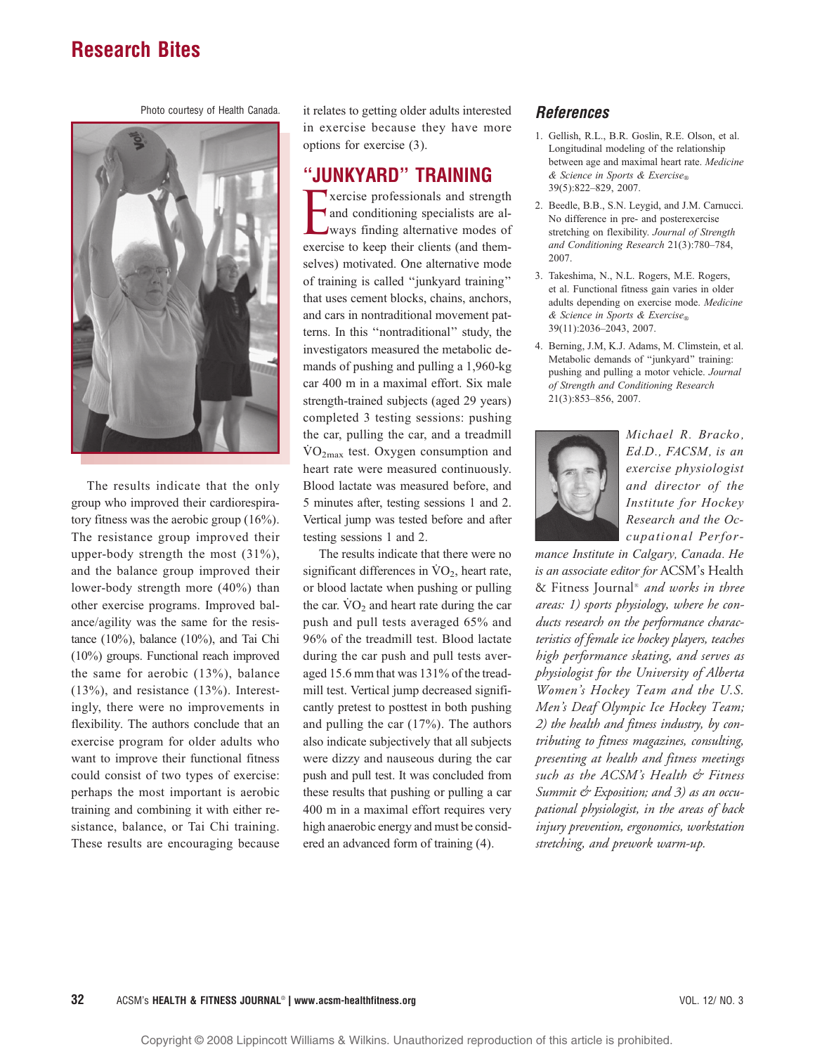Photo courtesy of Health Canada.

The results indicate that the only group who improved their cardiorespiratory fitness was the aerobic group (16%). The resistance group improved their upper-body strength the most (31%), and the balance group improved their lower-body strength more (40%) than other exercise programs. Improved balance/agility was the same for the resistance (10%), balance (10%), and Tai Chi (10%) groups. Functional reach improved the same for aerobic (13%), balance (13%), and resistance (13%). Interestingly, there were no improvements in flexibility. The authors conclude that an exercise program for older adults who want to improve their functional fitness could consist of two types of exercise: perhaps the most important is aerobic training and combining it with either resistance, balance, or Tai Chi training. These results are encouraging because it relates to getting older adults interested in exercise because they have more options for exercise (3).

## "JUNKYARD" TRAINING

Exercise professionals and strength and conditioning specialists are always finding alternative modes of exercise to keep their clients (and themselves) motivated. One alternative mode of training is called "junkyard training" that uses cement blocks, chains, anchors, and cars in nontraditional movement patterns. In this "nontraditional" study, the investigators measured the metabolic demands of pushing and pulling a 1,960-kg car 400 m in a maximal effort. Six male strength-trained subjects (aged 29 years) completed 3 testing sessions: pushing the car, pulling the car, and a treadmill $\dot{V}O_{2max}$ test. Oxygen consumption and heart rate were measured continuously. Blood lactate was measured before, and 5 minutes after, testing sessions 1 and 2. Vertical jump was tested before and after testing sessions 1 and 2.

The results indicate that there were no significant differences in $\dot{V}O_2$, heart rate, or blood lactate when pushing or pulling the car. $\dot{V}O_2$ and heart rate during the car push and pull tests averaged 65% and 96% of the treadmill test. Blood lactate during the car push and pull tests averaged 15.6 mm that was 131% of the treadmill test. Vertical jump decreased significantly pretest to posttest in both pushing and pulling the car (17%). The authors also indicate subjectively that all subjects were dizzy and nauseous during the car push and pull test. It was concluded from these results that pushing or pulling a car 400 m in a maximal effort requires very high anaerobic energy and must be considered an advanced form of training (4).

## References

1. Gellish, R.L., B.R. Goslin, R.E. Olson, et al. Longitudinal modeling of the relationship between age and maximal heart rate. *Medicine & Science in Sports & Exercise®* 39(5):822–829, 2007.
2. Beedle, B.B., S.N. Leygid, and J.M. Carnucci. No difference in pre- and postexercise stretching on flexibility. *Journal of Strength and Conditioning Research* 21(3):780–784, 2007.
3. Takeshima, N., N.L. Rogers, M.E. Rogers, et al. Functional fitness gain varies in older adults depending on exercise mode. *Medicine & Science in Sports & Exercise®* 39(11):2036–2043, 2007.
4. Berning, J.M, K.J. Adams, M. Climstein, et al. Metabolic demands of "junkyard" training: pushing and pulling a motor vehicle. *Journal of Strength and Conditioning Research* 21(3):853–856, 2007.

*Michael R. Bracko, Ed.D., FACSM, is an exercise physiologist and director of the Institute for Hockey Research and the Occupational Performance Institute in Calgary, Canada. He is an associate editor for* ACSM's Health & Fitness Journal® *and works in three areas: 1) sports physiology, where he conducts research on the performance characteristics of female ice hockey players, teaches high performance skating, and serves as physiologist for the University of Alberta Women's Hockey Team and the U.S. Men's Deaf Olympic Ice Hockey Team; 2) the health and fitness industry, by contributing to fitness magazines, consulting, presenting at health and fitness meetings such as the ACSM's Health & Fitness Summit & Exposition; and 3) as an occupational physiologist, in the areas of back injury prevention, ergonomics, workstation stretching, and prework warm-up.*